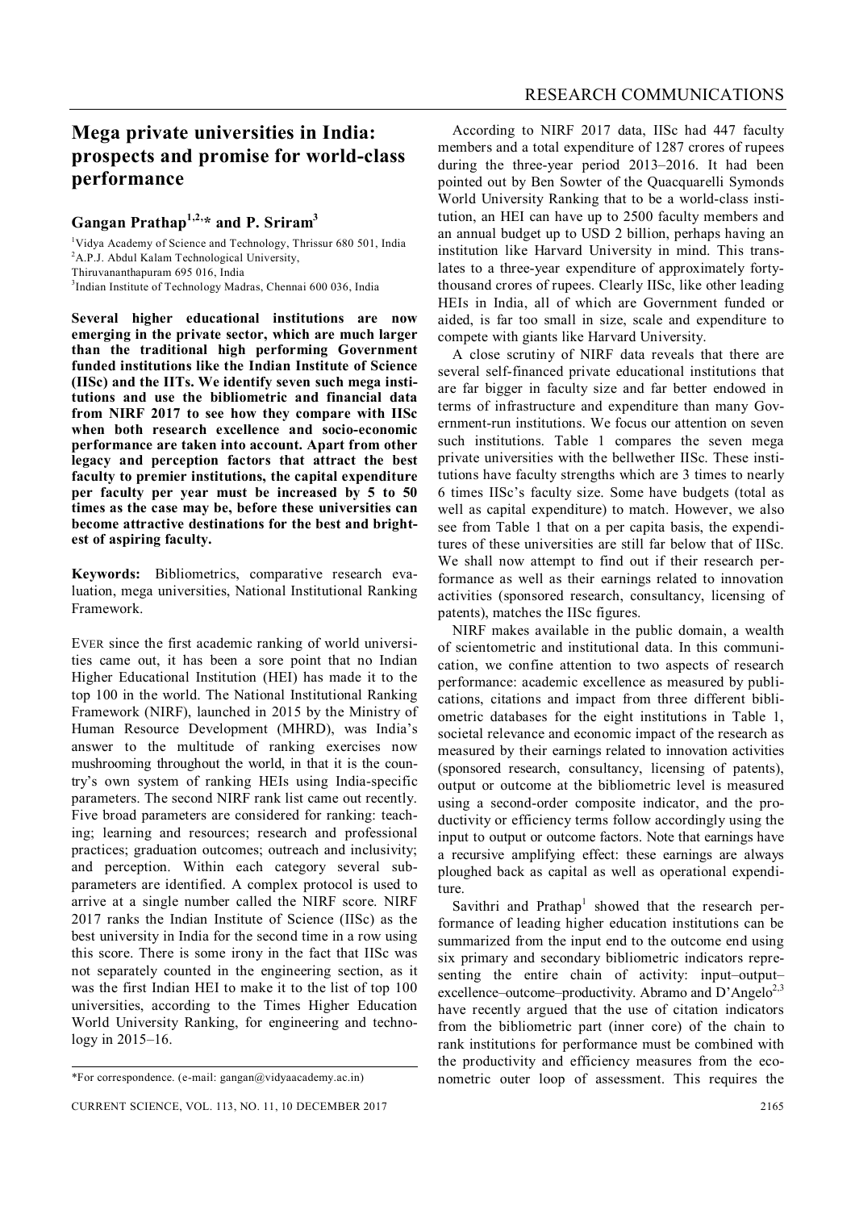# Mega private universities in India: prospects and promise for world-class performance

**Gangan Prathap[1,2,*] and P. Sriram[3]**

[1]Vidya Academy of Science and Technology, Thrissur 680 501, India
[2]A.P.J. Abdul Kalam Technological University, Thiruvananthapuram 695 016, India
[3]Indian Institute of Technology Madras, Chennai 600 036, India

**Several higher educational institutions are now emerging in the private sector, which are much larger than the traditional high performing Government funded institutions like the Indian Institute of Science (IISc) and the IITs. We identify seven such mega institutions and use the bibliometric and financial data from NIRF 2017 to see how they compare with IISc when both research excellence and socio-economic performance are taken into account. Apart from other legacy and perception factors that attract the best faculty to premier institutions, the capital expenditure per faculty per year must be increased by 5 to 50 times as the case may be, before these universities can become attractive destinations for the best and brightest of aspiring faculty.**

**Keywords:** Bibliometrics, comparative research evaluation, mega universities, National Institutional Ranking Framework.

EVER since the first academic ranking of world universities came out, it has been a sore point that no Indian Higher Educational Institution (HEI) has made it to the top 100 in the world. The National Institutional Ranking Framework (NIRF), launched in 2015 by the Ministry of Human Resource Development (MHRD), was India's answer to the multitude of ranking exercises now mushrooming throughout the world, in that it is the country's own system of ranking HEIs using India-specific parameters. The second NIRF rank list came out recently. Five broad parameters are considered for ranking: teaching; learning and resources; research and professional practices; graduation outcomes; outreach and inclusivity; and perception. Within each category several sub-parameters are identified. A complex protocol is used to arrive at a single number called the NIRF score. NIRF 2017 ranks the Indian Institute of Science (IISc) as the best university in India for the second time in a row using this score. There is some irony in the fact that IISc was not separately counted in the engineering section, as it was the first Indian HEI to make it to the list of top 100 universities, according to the Times Higher Education World University Ranking, for engineering and technology in 2015–16.

*For correspondence. (e-mail: gangan@vidyaacademy.ac.in)

According to NIRF 2017 data, IISc had 447 faculty members and a total expenditure of 1287 crores of rupees during the three-year period 2013–2016. It had been pointed out by Ben Sowter of the Quacquarelli Symonds World University Ranking that to be a world-class institution, an HEI can have up to 2500 faculty members and an annual budget up to USD 2 billion, perhaps having an institution like Harvard University in mind. This translates to a three-year expenditure of approximately forty-thousand crores of rupees. Clearly IISc, like other leading HEIs in India, all of which are Government funded or aided, is far too small in size, scale and expenditure to compete with giants like Harvard University.

A close scrutiny of NIRF data reveals that there are several self-financed private educational institutions that are far bigger in faculty size and far better endowed in terms of infrastructure and expenditure than many Government-run institutions. We focus our attention on seven such institutions. Table 1 compares the seven mega private universities with the bellwether IISc. These institutions have faculty strengths which are 3 times to nearly 6 times IISc's faculty size. Some have budgets (total as well as capital expenditure) to match. However, we also see from Table 1 that on a per capita basis, the expenditures of these universities are still far below that of IISc. We shall now attempt to find out if their research performance as well as their earnings related to innovation activities (sponsored research, consultancy, licensing of patents), matches the IISc figures.

NIRF makes available in the public domain, a wealth of scientometric and institutional data. In this communication, we confine attention to two aspects of research performance: academic excellence as measured by publications, citations and impact from three different bibliometric databases for the eight institutions in Table 1, societal relevance and economic impact of the research as measured by their earnings related to innovation activities (sponsored research, consultancy, licensing of patents), output or outcome at the bibliometric level is measured using a second-order composite indicator, and the productivity or efficiency terms follow accordingly using the input to output or outcome factors. Note that earnings have a recursive amplifying effect: these earnings are always ploughed back as capital as well as operational expenditure.

Savithri and Prathap[1] showed that the research performance of leading higher education institutions can be summarized from the input end to the outcome end using six primary and secondary bibliometric indicators representing the entire chain of activity: input–output–excellence–outcome–productivity. Abramo and D'Angelo[2,3] have recently argued that the use of citation indicators from the bibliometric part (inner core) of the chain to rank institutions for performance must be combined with the productivity and efficiency measures from the econometric outer loop of assessment. This requires the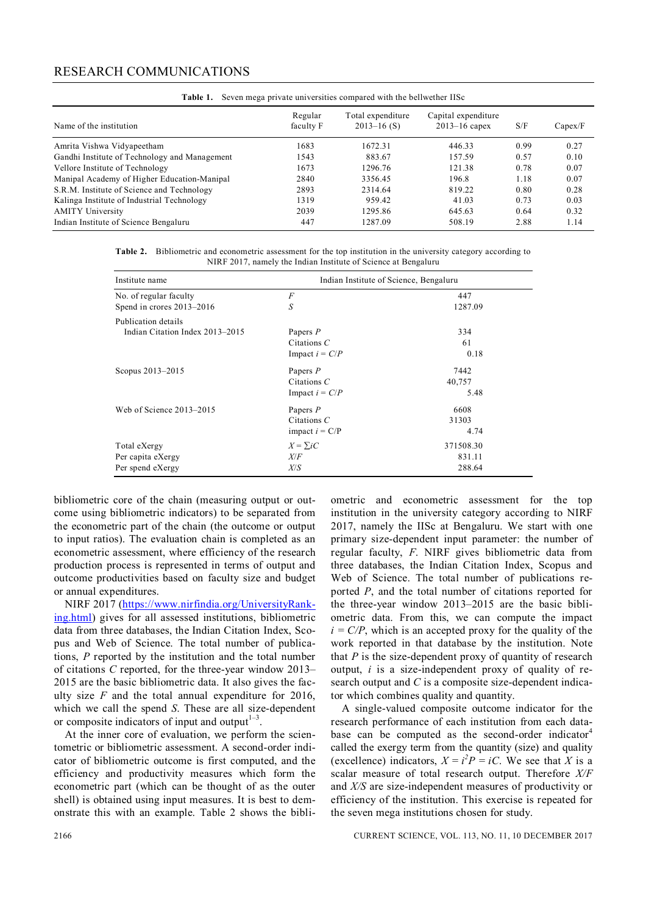**Table 1.** Seven mega private universities compared with the bellwether IISc

| Name of the institution | Regular faculty F | Total expenditure 2013–16 (S) | Capital expenditure 2013–16 capex | S/F | Capex/F |
|---|---|---|---|---|---|
| Amrita Vishwa Vidyapeetham | 1683 | 1672.31 | 446.33 | 0.99 | 0.27 |
| Gandhi Institute of Technology and Management | 1543 | 883.67 | 157.59 | 0.57 | 0.10 |
| Vellore Institute of Technology | 1673 | 1296.76 | 121.38 | 0.78 | 0.07 |
| Manipal Academy of Higher Education-Manipal | 2840 | 3356.45 | 196.8 | 1.18 | 0.07 |
| S.R.M. Institute of Science and Technology | 2893 | 2314.64 | 819.22 | 0.80 | 0.28 |
| Kalinga Institute of Industrial Technology | 1319 | 959.42 | 41.03 | 0.73 | 0.03 |
| AMITY University | 2039 | 1295.86 | 645.63 | 0.64 | 0.32 |
| Indian Institute of Science Bengaluru | 447 | 1287.09 | 508.19 | 2.88 | 1.14 |

**Table 2.** Bibliometric and econometric assessment for the top institution in the university category according to NIRF 2017, namely the Indian Institute of Science at Bengaluru

| Institute name | | Indian Institute of Science, Bengaluru |
|---|---|---|
| No. of regular faculty | $F$ | 447 |
| Spend in crores 2013–2016 | $S$ | 1287.09 |
| Publication details | | |
| Indian Citation Index 2013–2015 | Papers $P$ | 334 |
| | Citations $C$ | 61 |
| | Impact $i = C/P$ | 0.18 |
| Scopus 2013–2015 | Papers $P$ | 7442 |
| | Citations $C$ | 40,757 |
| | Impact $i = C/P$ | 5.48 |
| Web of Science 2013–2015 | Papers $P$ | 6608 |
| | Citations $C$ | 31303 |
| | impact $i = C/P$ | 4.74 |
| Total eXergy | $X = \sum iC$ | 371508.30 |
| Per capita eXergy | $X/F$ | 831.11 |
| Per spend eXergy | $X/S$ | 288.64 |

bibliometric core of the chain (measuring output or outcome using bibliometric indicators) to be separated from the econometric part of the chain (the outcome or output to input ratios). The evaluation chain is completed as an econometric assessment, where efficiency of the research production process is represented in terms of output and outcome productivities based on faculty size and budget or annual expenditures.

NIRF 2017 (https://www.nirfindia.org/UniversityRanking.html) gives for all assessed institutions, bibliometric data from three databases, the Indian Citation Index, Scopus and Web of Science. The total number of publications, $P$ reported by the institution and the total number of citations $C$ reported, for the three-year window 2013–2015 are the basic bibliometric data. It also gives the faculty size $F$ and the total annual expenditure for 2016, which we call the spend $S$. These are all size-dependent or composite indicators of input and output[1–3].

At the inner core of evaluation, we perform the scientometric or bibliometric assessment. A second-order indicator of bibliometric outcome is first computed, and the efficiency and productivity measures which form the econometric part (which can be thought of as the outer shell) is obtained using input measures. It is best to demonstrate this with an example. Table 2 shows the bibliometric and econometric assessment for the top institution in the university category according to NIRF 2017, namely the IISc at Bengaluru. We start with one primary size-dependent input parameter: the number of regular faculty, $F$. NIRF gives bibliometric data from three databases, the Indian Citation Index, Scopus and Web of Science. The total number of publications reported $P$, and the total number of citations reported for the three-year window 2013–2015 are the basic bibliometric data. From this, we can compute the impact $i = C/P$, which is an accepted proxy for the quality of the work reported in that database by the institution. Note that $P$ is the size-dependent proxy of quantity of research output, $i$ is a size-independent proxy of quality of research output and $C$ is a composite size-dependent indicator which combines quality and quantity.

A single-valued composite outcome indicator for the research performance of each institution from each database can be computed as the second-order indicator[4] called the exergy term from the quantity (size) and quality (excellence) indicators, $X = i^2P = iC$. We see that $X$ is a scalar measure of total research output. Therefore $X/F$ and $X/S$ are size-independent measures of productivity or efficiency of the institution. This exercise is repeated for the seven mega institutions chosen for study.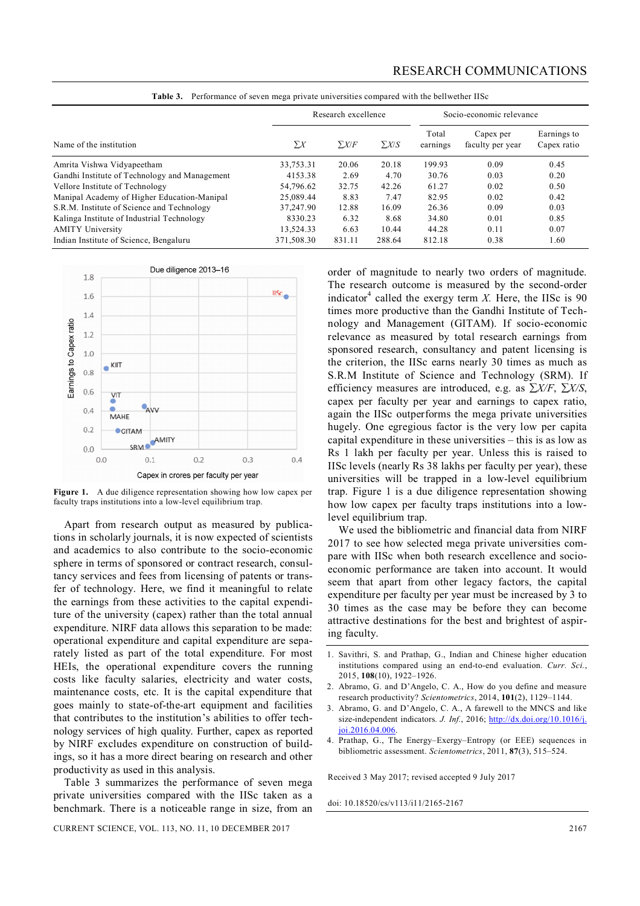Table 3. Performance of seven mega private universities compared with the bellwether IISc

| Name of the institution | Research excellence | | | Socio-economic relevance | | |
|---|---|---|---|---|---|---|
| | $\sum X$ | $\sum X/F$ | $\sum X/S$ | Total earnings | Capex per faculty per year | Earnings to Capex ratio |
| Amrita Vishwa Vidyapeetham | 33,753.31 | 20.06 | 20.18 | 199.93 | 0.09 | 0.45 |
| Gandhi Institute of Technology and Management | 4153.38 | 2.69 | 4.70 | 30.76 | 0.03 | 0.20 |
| Vellore Institute of Technology | 54,796.62 | 32.75 | 42.26 | 61.27 | 0.02 | 0.50 |
| Manipal Academy of Higher Education-Manipal | 25,089.44 | 8.83 | 7.47 | 82.95 | 0.02 | 0.42 |
| S.R.M. Institute of Science and Technology | 37,247.90 | 12.88 | 16.09 | 26.36 | 0.09 | 0.03 |
| Kalinga Institute of Industrial Technology | 8330.23 | 6.32 | 8.68 | 34.80 | 0.01 | 0.85 |
| AMITY University | 13,524.33 | 6.63 | 10.44 | 44.28 | 0.11 | 0.07 |
| Indian Institute of Science, Bengaluru | 371,508.30 | 831.11 | 288.64 | 812.18 | 0.38 | 1.60 |

Due diligence 2013–16

Earnings to Capex ratio

Capex in crores per faculty per year

1.8, 1.6, 1.4, 1.2, 1.0, 0.8, 0.6, 0.4, 0.2, 0.0

0.0, 0.1, 0.2, 0.3, 0.4

IISc, KIIT, VIT, MAHE, AVV, GITAM, AMITY, SRM

**Figure 1.** A due diligence representation showing how low capex per faculty traps institutions into a low-level equilibrium trap.

Apart from research output as measured by publications in scholarly journals, it is now expected of scientists and academics to also contribute to the socio-economic sphere in terms of sponsored or contract research, consultancy services and fees from licensing of patents or transfer of technology. Here, we find it meaningful to relate the earnings from these activities to the capital expenditure of the university (capex) rather than the total annual expenditure. NIRF data allows this separation to be made: operational expenditure and capital expenditure are separately listed as part of the total expenditure. For most HEIs, the operational expenditure covers the running costs like faculty salaries, electricity and water costs, maintenance costs, etc. It is the capital expenditure that goes mainly to state-of-the-art equipment and facilities that contributes to the institution's abilities to offer technology services of high quality. Further, capex as reported by NIRF excludes expenditure on construction of buildings, so it has a more direct bearing on research and other productivity as used in this analysis.

Table 3 summarizes the performance of seven mega private universities compared with the IISc taken as a benchmark. There is a noticeable range in size, from an order of magnitude to nearly two orders of magnitude. The research outcome is measured by the second-order indicator[4] called the exergy term $X$. Here, the IISc is 90 times more productive than the Gandhi Institute of Technology and Management (GITAM). If socio-economic relevance as measured by total research earnings from sponsored research, consultancy and patent licensing is the criterion, the IISc earns nearly 30 times as much as S.R.M Institute of Science and Technology (SRM). If efficiency measures are introduced, e.g. as $\sum X/F$, $\sum X/S$, capex per faculty per year and earnings to capex ratio, again the IISc outperforms the mega private universities hugely. One egregious factor is the very low per capita capital expenditure in these universities – this is as low as Rs 1 lakh per faculty per year. Unless this is raised to IISc levels (nearly Rs 38 lakhs per faculty per year), these universities will be trapped in a low-level equilibrium trap. Figure 1 is a due diligence representation showing how low capex per faculty traps institutions into a low-level equilibrium trap.

We used the bibliometric and financial data from NIRF 2017 to see how selected mega private universities compare with IISc when both research excellence and socio-economic performance are taken into account. It would seem that apart from other legacy factors, the capital expenditure per faculty per year must be increased by 3 to 30 times as the case may be before they can become attractive destinations for the best and brightest of aspiring faculty.

1. Savithri, S. and Prathap, G., Indian and Chinese higher education institutions compared using an end-to-end evaluation. *Curr. Sci.*, 2015, **108**(10), 1922–1926.
2. Abramo, G. and D'Angelo, C. A., How do you define and measure research productivity? *Scientometrics*, 2014, **101**(2), 1129–1144.
3. Abramo, G. and D'Angelo, C. A., A farewell to the MNCS and like size-independent indicators. *J. Inf.*, 2016; http://dx.doi.org/10.1016/j.joi.2016.04.006.
4. Prathap, G., The Energy–Exergy–Entropy (or EEE) sequences in bibliometric assessment. *Scientometrics*, 2011, **87**(3), 515–524.

Received 3 May 2017; revised accepted 9 July 2017

doi: 10.18520/cs/v113/i11/2165-2167